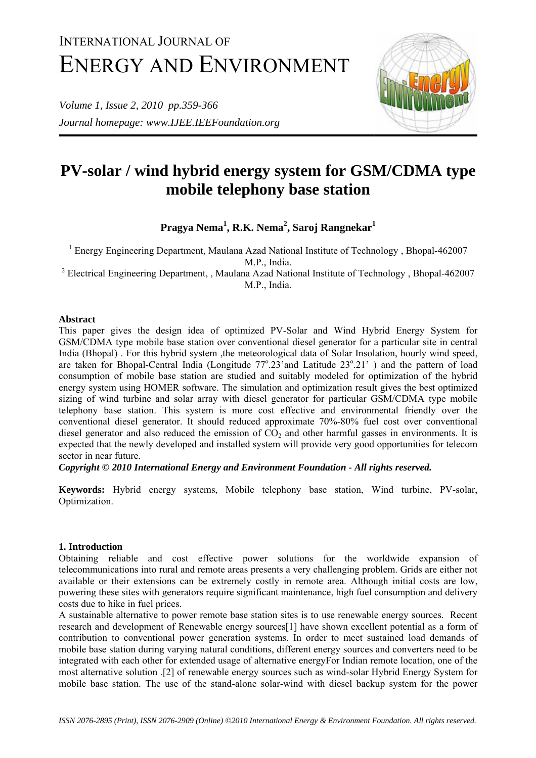# INTERNATIONAL JOURNAL OF ENERGY AND ENVIRONMENT

# PV-solar / wind hybrid energy system for GSM/CDMA type mobile telephony base station

**Pragya Nema[1], R.K. Nema[2], Saroj Rangnekar[1]**

[1] Energy Engineering Department, Maulana Azad National Institute of Technology , Bhopal-462007 M.P., India.

[2] Electrical Engineering Department, , Maulana Azad National Institute of Technology , Bhopal-462007 M.P., India.

**Abstract**

This paper gives the design idea of optimized PV-Solar and Wind Hybrid Energy System for GSM/CDMA type mobile base station over conventional diesel generator for a particular site in central India (Bhopal) . For this hybrid system ,the meteorological data of Solar Insolation, hourly wind speed, are taken for Bhopal-Central India (Longitude 77°.23'and Latitude 23°.21' ) and the pattern of load consumption of mobile base station are studied and suitably modeled for optimization of the hybrid energy system using HOMER software. The simulation and optimization result gives the best optimized sizing of wind turbine and solar array with diesel generator for particular GSM/CDMA type mobile telephony base station. This system is more cost effective and environmental friendly over the conventional diesel generator. It should reduced approximate 70%-80% fuel cost over conventional diesel generator and also reduced the emission of $CO_2$ and other harmful gasses in environments. It is expected that the newly developed and installed system will provide very good opportunities for telecom sector in near future.

***Copyright © 2010 International Energy and Environment Foundation - All rights reserved.***

**Keywords:** Hybrid energy systems, Mobile telephony base station, Wind turbine, PV-solar, Optimization.

## 1. Introduction

Obtaining reliable and cost effective power solutions for the worldwide expansion of telecommunications into rural and remote areas presents a very challenging problem. Grids are either not available or their extensions can be extremely costly in remote area. Although initial costs are low, powering these sites with generators require significant maintenance, high fuel consumption and delivery costs due to hike in fuel prices.

A sustainable alternative to power remote base station sites is to use renewable energy sources. Recent research and development of Renewable energy sources[1] have shown excellent potential as a form of contribution to conventional power generation systems. In order to meet sustained load demands of mobile base station during varying natural conditions, different energy sources and converters need to be integrated with each other for extended usage of alternative energyFor Indian remote location, one of the most alternative solution .[2] of renewable energy sources such as wind-solar Hybrid Energy System for mobile base station. The use of the stand-alone solar-wind with diesel backup system for the power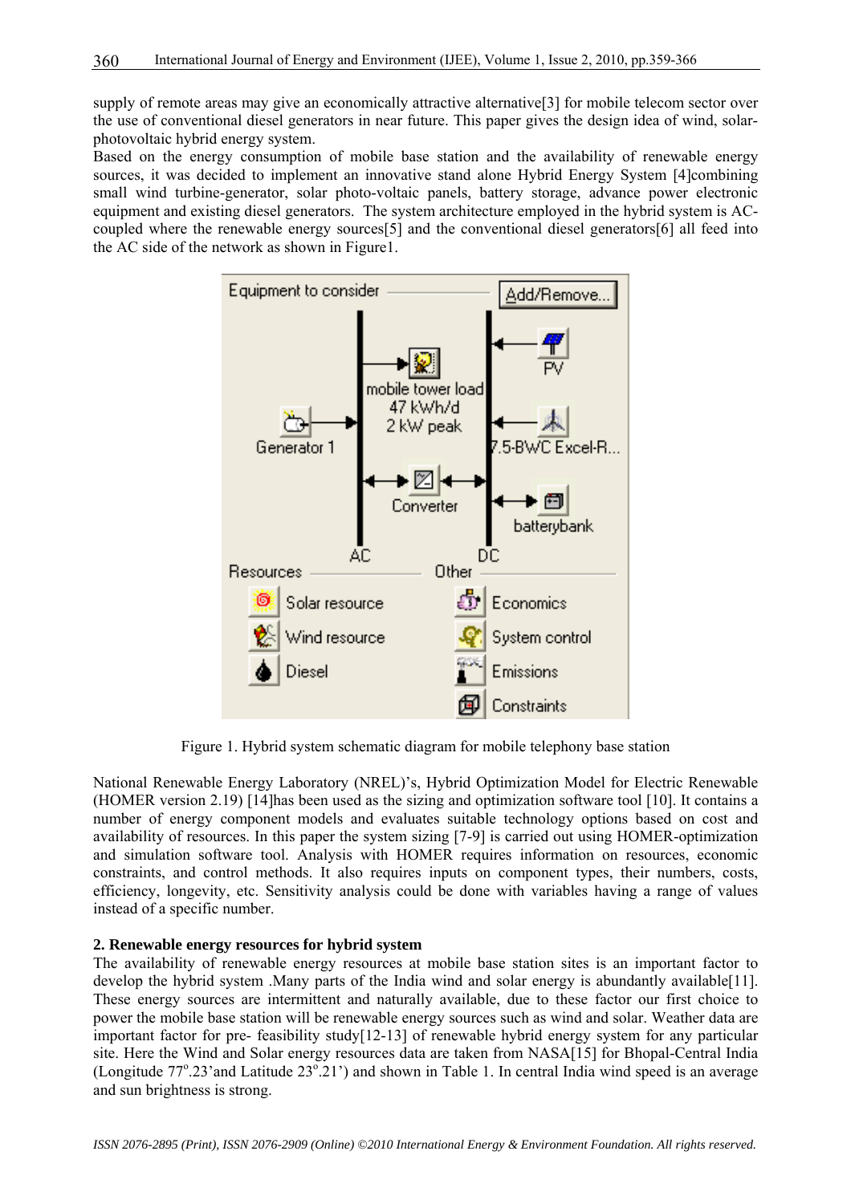supply of remote areas may give an economically attractive alternative[3] for mobile telecom sector over the use of conventional diesel generators in near future. This paper gives the design idea of wind, solar-photovoltaic hybrid energy system.

Based on the energy consumption of mobile base station and the availability of renewable energy sources, it was decided to implement an innovative stand alone Hybrid Energy System [4]combining small wind turbine-generator, solar photo-voltaic panels, battery storage, advance power electronic equipment and existing diesel generators. The system architecture employed in the hybrid system is AC-coupled where the renewable energy sources[5] and the conventional diesel generators[6] all feed into the AC side of the network as shown in Figure1.

Figure 1. Hybrid system schematic diagram for mobile telephony base station

National Renewable Energy Laboratory (NREL)'s, Hybrid Optimization Model for Electric Renewable (HOMER version 2.19) [14]has been used as the sizing and optimization software tool [10]. It contains a number of energy component models and evaluates suitable technology options based on cost and availability of resources. In this paper the system sizing [7-9] is carried out using HOMER-optimization and simulation software tool. Analysis with HOMER requires information on resources, economic constraints, and control methods. It also requires inputs on component types, their numbers, costs, efficiency, longevity, etc. Sensitivity analysis could be done with variables having a range of values instead of a specific number.

## 2. Renewable energy resources for hybrid system

The availability of renewable energy resources at mobile base station sites is an important factor to develop the hybrid system .Many parts of the India wind and solar energy is abundantly available[11]. These energy sources are intermittent and naturally available, due to these factor our first choice to power the mobile base station will be renewable energy sources such as wind and solar. Weather data are important factor for pre- feasibility study[12-13] of renewable hybrid energy system for any particular site. Here the Wind and Solar energy resources data are taken from NASA[15] for Bhopal-Central India (Longitude 77$^{o}$.23'and Latitude 23$^{o}$.21') and shown in Table 1. In central India wind speed is an average and sun brightness is strong.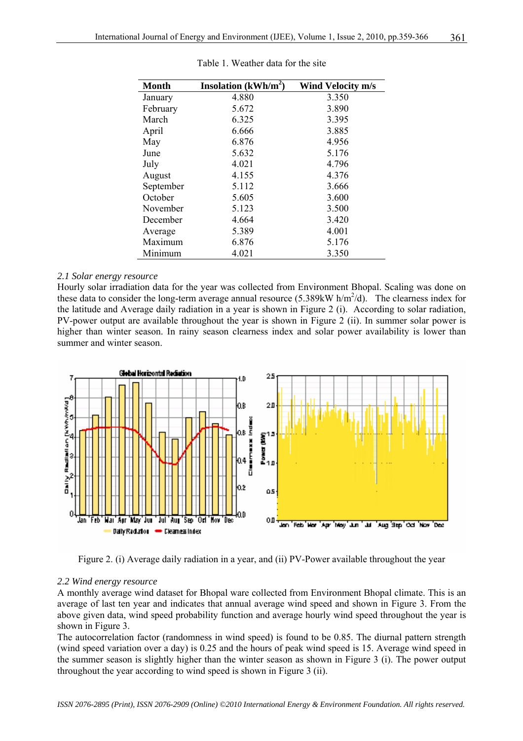Table 1. Weather data for the site

| Month | Insolation (kWh/m$^2$) | Wind Velocity m/s |
|---|---|---|
| January | 4.880 | 3.350 |
| February | 5.672 | 3.890 |
| March | 6.325 | 3.395 |
| April | 6.666 | 3.885 |
| May | 6.876 | 4.956 |
| June | 5.632 | 5.176 |
| July | 4.021 | 4.796 |
| August | 4.155 | 4.376 |
| September | 5.112 | 3.666 |
| October | 5.605 | 3.600 |
| November | 5.123 | 3.500 |
| December | 4.664 | 3.420 |
| Average | 5.389 | 4.001 |
| Maximum | 6.876 | 5.176 |
| Minimum | 4.021 | 3.350 |

*2.1 Solar energy resource*

Hourly solar irradiation data for the year was collected from Environment Bhopal. Scaling was done on these data to consider the long-term average annual resource (5.389kW h/m$^2$/d). The clearness index for the latitude and Average daily radiation in a year is shown in Figure 2 (i). According to solar radiation, PV-power output are available throughout the year is shown in Figure 2 (ii). In summer solar power is higher than winter season. In rainy season clearness index and solar power availability is lower than summer and winter season.

Figure 2. (i) Average daily radiation in a year, and (ii) PV-Power available throughout the year

*2.2 Wind energy resource*

A monthly average wind dataset for Bhopal ware collected from Environment Bhopal climate. This is an average of last ten year and indicates that annual average wind speed and shown in Figure 3. From the above given data, wind speed probability function and average hourly wind speed throughout the year is shown in Figure 3.

The autocorrelation factor (randomness in wind speed) is found to be 0.85. The diurnal pattern strength (wind speed variation over a day) is 0.25 and the hours of peak wind speed is 15. Average wind speed in the summer season is slightly higher than the winter season as shown in Figure 3 (i). The power output throughout the year according to wind speed is shown in Figure 3 (ii).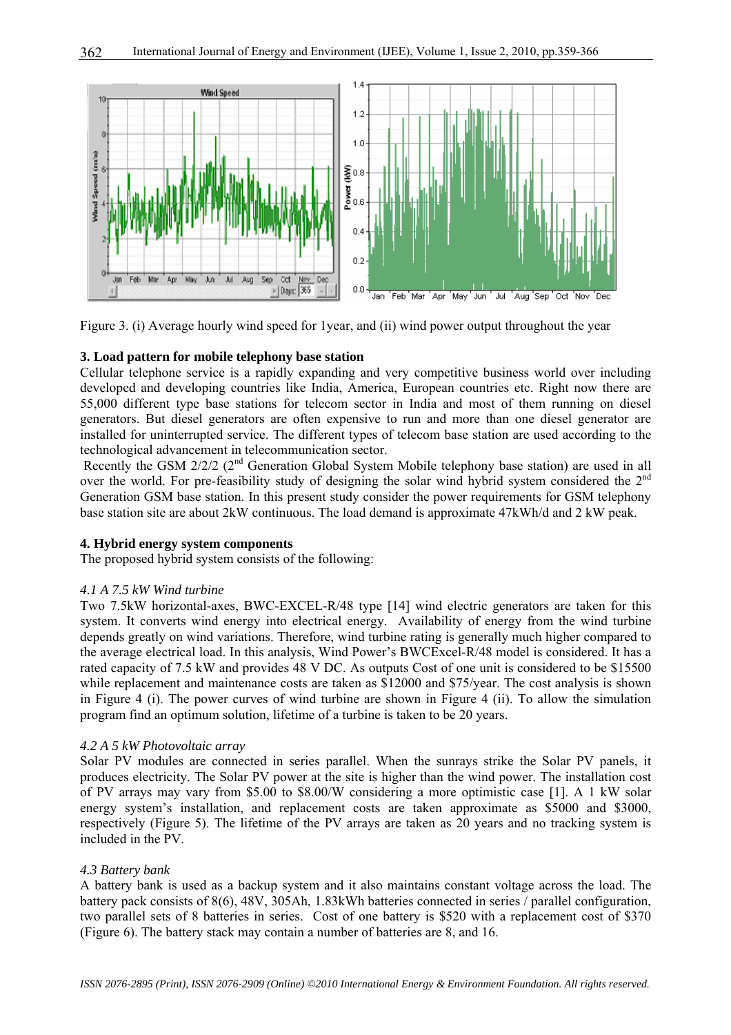Figure 3. (i) Average hourly wind speed for 1year, and (ii) wind power output throughout the year

### 3. Load pattern for mobile telephony base station

Cellular telephone service is a rapidly expanding and very competitive business world over including developed and developing countries like India, America, European countries etc. Right now there are 55,000 different type base stations for telecom sector in India and most of them running on diesel generators. But diesel generators are often expensive to run and more than one diesel generator are installed for uninterrupted service. The different types of telecom base station are used according to the technological advancement in telecommunication sector.

Recently the GSM 2/2/2 (2nd Generation Global System Mobile telephony base station) are used in all over the world. For pre-feasibility study of designing the solar wind hybrid system considered the 2nd Generation GSM base station. In this present study consider the power requirements for GSM telephony base station site are about 2kW continuous. The load demand is approximate 47kWh/d and 2 kW peak.

### 4. Hybrid energy system components

The proposed hybrid system consists of the following:

#### *4.1 A 7.5 kW Wind turbine*

Two 7.5kW horizontal-axes, BWC-EXCEL-R/48 type [14] wind electric generators are taken for this system. It converts wind energy into electrical energy. Availability of energy from the wind turbine depends greatly on wind variations. Therefore, wind turbine rating is generally much higher compared to the average electrical load. In this analysis, Wind Power's BWCExcel-R/48 model is considered. It has a rated capacity of 7.5 kW and provides 48 V DC. As outputs Cost of one unit is considered to be $15500 while replacement and maintenance costs are taken as $12000 and $75/year. The cost analysis is shown in Figure 4 (i). The power curves of wind turbine are shown in Figure 4 (ii). To allow the simulation program find an optimum solution, lifetime of a turbine is taken to be 20 years.

#### *4.2 A 5 kW Photovoltaic array*

Solar PV modules are connected in series parallel. When the sunrays strike the Solar PV panels, it produces electricity. The Solar PV power at the site is higher than the wind power. The installation cost of PV arrays may vary from $5.00 to $8.00/W considering a more optimistic case [1]. A 1 kW solar energy system's installation, and replacement costs are taken approximate as $5000 and $3000, respectively (Figure 5). The lifetime of the PV arrays are taken as 20 years and no tracking system is included in the PV.

#### *4.3 Battery bank*

A battery bank is used as a backup system and it also maintains constant voltage across the load. The battery pack consists of 8(6), 48V, 305Ah, 1.83kWh batteries connected in series / parallel configuration, two parallel sets of 8 batteries in series. Cost of one battery is $520 with a replacement cost of $370 (Figure 6). The battery stack may contain a number of batteries are 8, and 16.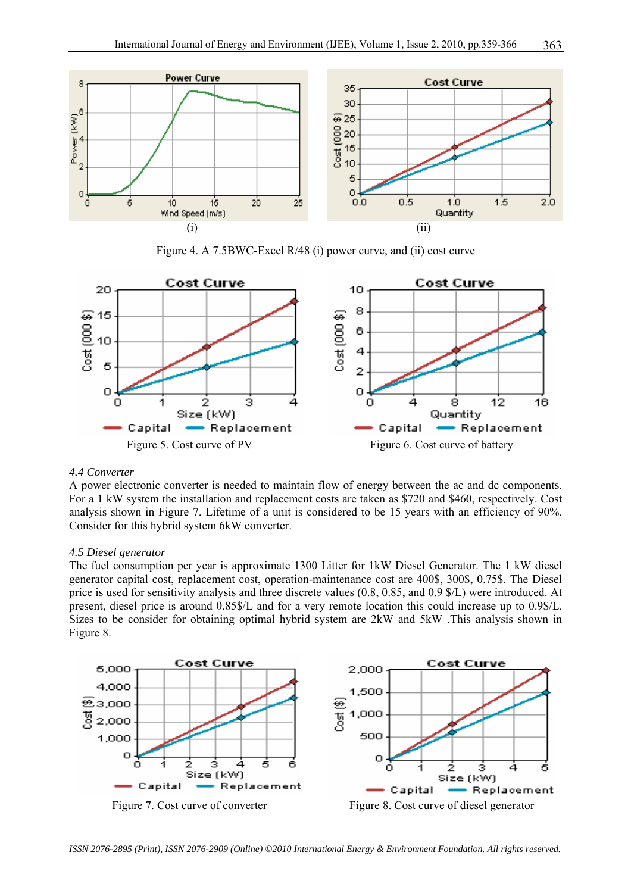Figure 4. A 7.5BWC-Excel R/48 (i) power curve, and (ii) cost curve

Figure 5. Cost curve of PV

Figure 6. Cost curve of battery

*4.4 Converter*

A power electronic converter is needed to maintain flow of energy between the ac and dc components. For a 1 kW system the installation and replacement costs are taken as $720 and $460, respectively. Cost analysis shown in Figure 7. Lifetime of a unit is considered to be 15 years with an efficiency of 90%. Consider for this hybrid system 6kW converter.

*4.5 Diesel generator*

The fuel consumption per year is approximate 1300 Litter for 1kW Diesel Generator. The 1 kW diesel generator capital cost, replacement cost, operation-maintenance cost are 400$, 300$, 0.75$. The Diesel price is used for sensitivity analysis and three discrete values (0.8, 0.85, and 0.9 $/L) were introduced. At present, diesel price is around 0.85$/L and for a very remote location this could increase up to 0.9$/L. Sizes to be consider for obtaining optimal hybrid system are 2kW and 5kW .This analysis shown in Figure 8.

Figure 7. Cost curve of converter

Figure 8. Cost curve of diesel generator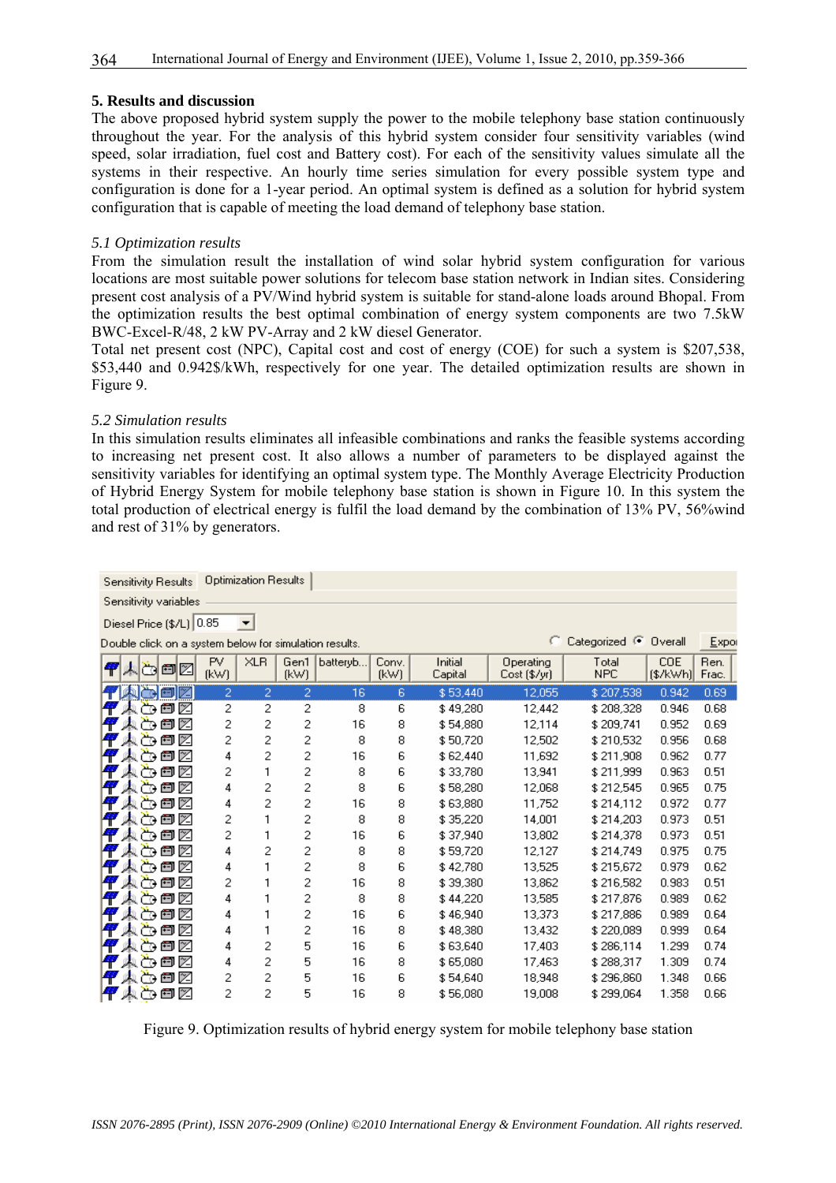## 5. Results and discussion

The above proposed hybrid system supply the power to the mobile telephony base station continuously throughout the year. For the analysis of this hybrid system consider four sensitivity variables (wind speed, solar irradiation, fuel cost and Battery cost). For each of the sensitivity values simulate all the systems in their respective. An hourly time series simulation for every possible system type and configuration is done for a 1-year period. An optimal system is defined as a solution for hybrid system configuration that is capable of meeting the load demand of telephony base station.

### *5.1 Optimization results*

From the simulation result the installation of wind solar hybrid system configuration for various locations are most suitable power solutions for telecom base station network in Indian sites. Considering present cost analysis of a PV/Wind hybrid system is suitable for stand-alone loads around Bhopal. From the optimization results the best optimal combination of energy system components are two 7.5kW BWC-Excel-R/48, 2 kW PV-Array and 2 kW diesel Generator.

Total net present cost (NPC), Capital cost and cost of energy (COE) for such a system is \$207,538, \$53,440 and 0.942\$/kWh, respectively for one year. The detailed optimization results are shown in Figure 9.

### *5.2 Simulation results*

In this simulation results eliminates all infeasible combinations and ranks the feasible systems according to increasing net present cost. It also allows a number of parameters to be displayed against the sensitivity variables for identifying an optimal system type. The Monthly Average Electricity Production of Hybrid Energy System for mobile telephony base station is shown in Figure 10. In this system the total production of electrical energy is fulfil the load demand by the combination of 13% PV, 56%wind and rest of 31% by generators.

Sensitivity Results | Optimization Results

Sensitivity variables

Diesel Price ($/L) 0.85

Double click on a system below for simulation results. ○ Categorized ● Overall Export

| PV (kW) | XLR | Gen1 (kW) | batteryb... | Conv. (kW) | Initial Capital | Operating Cost ($/yr) | Total NPC | COE ($/kWh) | Ren. Frac. |
|---|---|---|---|---|---|---|---|---|---|
| 2 | 2 | 2 | 16 | 6 | $ 53,440 | 12,055 | $ 207,538 | 0.942 | 0.69 |
| 2 | 2 | 2 | 8 | 6 | $ 49,280 | 12,442 | $ 208,328 | 0.946 | 0.68 |
| 2 | 2 | 2 | 16 | 8 | $ 54,880 | 12,114 | $ 209,741 | 0.952 | 0.69 |
| 2 | 2 | 2 | 8 | 8 | $ 50,720 | 12,502 | $ 210,532 | 0.956 | 0.68 |
| 4 | 2 | 2 | 16 | 6 | $ 62,440 | 11,692 | $ 211,908 | 0.962 | 0.77 |
| 2 | 1 | 2 | 8 | 6 | $ 33,780 | 13,941 | $ 211,999 | 0.963 | 0.51 |
| 4 | 2 | 2 | 8 | 6 | $ 58,280 | 12,068 | $ 212,545 | 0.965 | 0.75 |
| 4 | 2 | 2 | 16 | 8 | $ 63,880 | 11,752 | $ 214,112 | 0.972 | 0.77 |
| 2 | 1 | 2 | 8 | 8 | $ 35,220 | 14,001 | $ 214,203 | 0.973 | 0.51 |
| 2 | 1 | 2 | 16 | 6 | $ 37,940 | 13,802 | $ 214,378 | 0.973 | 0.51 |
| 4 | 2 | 2 | 8 | 8 | $ 59,720 | 12,127 | $ 214,749 | 0.975 | 0.75 |
| 4 | 1 | 2 | 8 | 6 | $ 42,780 | 13,525 | $ 215,672 | 0.979 | 0.62 |
| 2 | 1 | 2 | 16 | 8 | $ 39,380 | 13,862 | $ 216,582 | 0.983 | 0.51 |
| 4 | 1 | 2 | 8 | 8 | $ 44,220 | 13,585 | $ 217,876 | 0.989 | 0.62 |
| 4 | 1 | 2 | 16 | 6 | $ 46,940 | 13,373 | $ 217,886 | 0.989 | 0.64 |
| 4 | 1 | 2 | 16 | 8 | $ 48,380 | 13,432 | $ 220,089 | 0.999 | 0.64 |
| 4 | 2 | 5 | 16 | 6 | $ 63,640 | 17,403 | $ 286,114 | 1.299 | 0.74 |
| 4 | 2 | 5 | 16 | 8 | $ 65,080 | 17,463 | $ 288,317 | 1.309 | 0.74 |
| 2 | 2 | 5 | 16 | 6 | $ 54,640 | 18,948 | $ 296,860 | 1.348 | 0.66 |
| 2 | 2 | 5 | 16 | 8 | $ 56,080 | 19,008 | $ 299,064 | 1.358 | 0.66 |

Figure 9. Optimization results of hybrid energy system for mobile telephony base station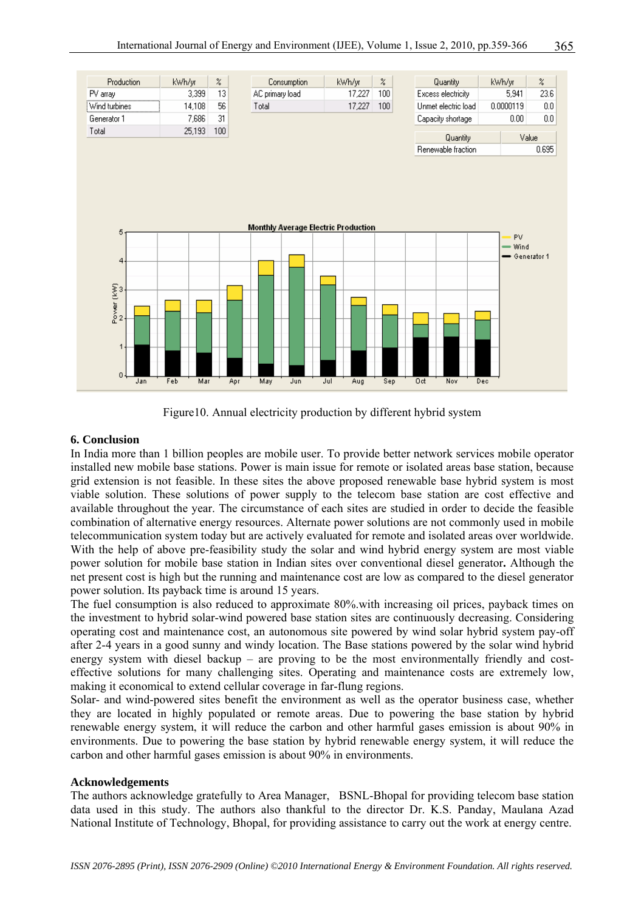| Production | kWh/yr | % |
|---|---|---|
| PV array | 3,399 | 13 |
| Wind turbines | 14,108 | 56 |
| Generator 1 | 7,686 | 31 |
| Total | 25,193 | 100 |

| Consumption | kWh/yr | % |
|---|---|---|
| AC primary load | 17,227 | 100 |
| Total | 17,227 | 100 |

| Quantity | kWh/yr | % |
|---|---|---|
| Excess electricity | 5,941 | 23.6 |
| Unmet electric load | 0.0000119 | 0.0 |
| Capacity shortage | 0.00 | 0.0 |

| Quantity | Value |
|---|---|
| Renewable fraction | 0.695 |

Figure10. Annual electricity production by different hybrid system

## 6. Conclusion

In India more than 1 billion peoples are mobile user. To provide better network services mobile operator installed new mobile base stations. Power is main issue for remote or isolated areas base station, because grid extension is not feasible. In these sites the above proposed renewable base hybrid system is most viable solution. These solutions of power supply to the telecom base station are cost effective and available throughout the year. The circumstance of each sites are studied in order to decide the feasible combination of alternative energy resources. Alternate power solutions are not commonly used in mobile telecommunication system today but are actively evaluated for remote and isolated areas over worldwide. With the help of above pre-feasibility study the solar and wind hybrid energy system are most viable power solution for mobile base station in Indian sites over conventional diesel generator**.** Although the net present cost is high but the running and maintenance cost are low as compared to the diesel generator power solution. Its payback time is around 15 years.

The fuel consumption is also reduced to approximate 80%.with increasing oil prices, payback times on the investment to hybrid solar-wind powered base station sites are continuously decreasing. Considering operating cost and maintenance cost, an autonomous site powered by wind solar hybrid system pay-off after 2-4 years in a good sunny and windy location. The Base stations powered by the solar wind hybrid energy system with diesel backup – are proving to be the most environmentally friendly and cost-effective solutions for many challenging sites. Operating and maintenance costs are extremely low, making it economical to extend cellular coverage in far-flung regions.

Solar- and wind-powered sites benefit the environment as well as the operator business case, whether they are located in highly populated or remote areas. Due to powering the base station by hybrid renewable energy system, it will reduce the carbon and other harmful gases emission is about 90% in environments. Due to powering the base station by hybrid renewable energy system, it will reduce the carbon and other harmful gases emission is about 90% in environments.

## Acknowledgements

The authors acknowledge gratefully to Area Manager, BSNL-Bhopal for providing telecom base station data used in this study. The authors also thankful to the director Dr. K.S. Panday, Maulana Azad National Institute of Technology, Bhopal, for providing assistance to carry out the work at energy centre.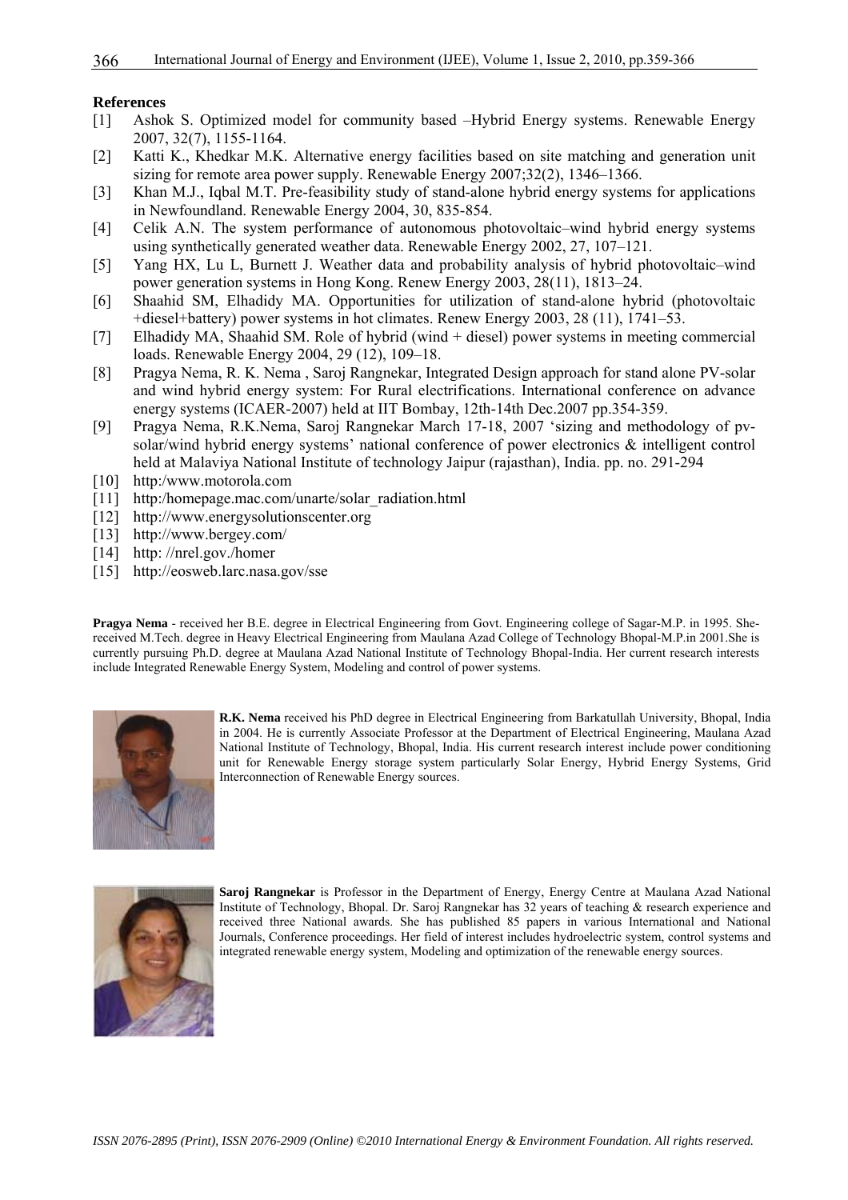## References

[1] Ashok S. Optimized model for community based –Hybrid Energy systems. Renewable Energy 2007, 32(7), 1155-1164.

[2] Katti K., Khedkar M.K. Alternative energy facilities based on site matching and generation unit sizing for remote area power supply. Renewable Energy 2007;32(2), 1346–1366.

[3] Khan M.J., Iqbal M.T. Pre-feasibility study of stand-alone hybrid energy systems for applications in Newfoundland. Renewable Energy 2004, 30, 835-854.

[4] Celik A.N. The system performance of autonomous photovoltaic–wind hybrid energy systems using synthetically generated weather data. Renewable Energy 2002, 27, 107–121.

[5] Yang HX, Lu L, Burnett J. Weather data and probability analysis of hybrid photovoltaic–wind power generation systems in Hong Kong. Renew Energy 2003, 28(11), 1813–24.

[6] Shaahid SM, Elhadidy MA. Opportunities for utilization of stand-alone hybrid (photovoltaic +diesel+battery) power systems in hot climates. Renew Energy 2003, 28 (11), 1741–53.

[7] Elhadidy MA, Shaahid SM. Role of hybrid (wind + diesel) power systems in meeting commercial loads. Renewable Energy 2004, 29 (12), 109–18.

[8] Pragya Nema, R. K. Nema , Saroj Rangnekar, Integrated Design approach for stand alone PV-solar and wind hybrid energy system: For Rural electrifications. International conference on advance energy systems (ICAER-2007) held at IIT Bombay, 12th-14th Dec.2007 pp.354-359.

[9] Pragya Nema, R.K.Nema, Saroj Rangnekar March 17-18, 2007 'sizing and methodology of pv-solar/wind hybrid energy systems' national conference of power electronics & intelligent control held at Malaviya National Institute of technology Jaipur (rajasthan), India. pp. no. 291-294

[10] http:/www.motorola.com

[11] http:/homepage.mac.com/unarte/solar_radiation.html

[12] http://www.energysolutionscenter.org

[13] http://www.bergey.com/

[14] http: //nrel.gov./homer

[15] http://eosweb.larc.nasa.gov/sse

**Pragya Nema** - received her B.E. degree in Electrical Engineering from Govt. Engineering college of Sagar-M.P. in 1995. She-received M.Tech. degree in Heavy Electrical Engineering from Maulana Azad College of Technology Bhopal-M.P.in 2001.She is currently pursuing Ph.D. degree at Maulana Azad National Institute of Technology Bhopal-India. Her current research interests include Integrated Renewable Energy System, Modeling and control of power systems.

**R.K. Nema** received his PhD degree in Electrical Engineering from Barkatullah University, Bhopal, India in 2004. He is currently Associate Professor at the Department of Electrical Engineering, Maulana Azad National Institute of Technology, Bhopal, India. His current research interest include power conditioning unit for Renewable Energy storage system particularly Solar Energy, Hybrid Energy Systems, Grid Interconnection of Renewable Energy sources.

**Saroj Rangnekar** is Professor in the Department of Energy, Energy Centre at Maulana Azad National Institute of Technology, Bhopal. Dr. Saroj Rangnekar has 32 years of teaching & research experience and received three National awards. She has published 85 papers in various International and National Journals, Conference proceedings. Her field of interest includes hydroelectric system, control systems and integrated renewable energy system, Modeling and optimization of the renewable energy sources.